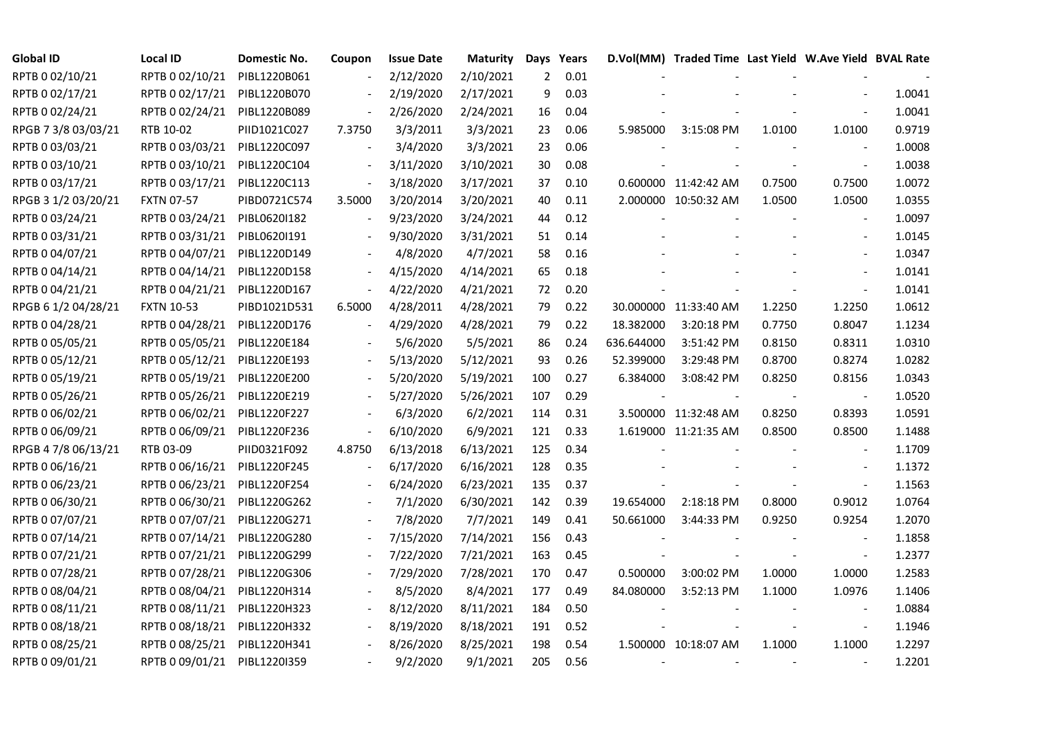| Global ID | Local ID | Domestic No. | Coupon | Issue Date | Maturity | Days | Years | D.Vol(MM) | Traded Time | Last Yield | W.Ave Yield | BVAL Rate |
|---|---|---|---|---|---|---|---|---|---|---|---|---|
| RPTB 0 02/10/21 | RPTB 0 02/10/21 | PIBL1220B061 | - | 2/12/2020 | 2/10/2021 | 2 | 0.01 | - | - | - | - | - |
| RPTB 0 02/17/21 | RPTB 0 02/17/21 | PIBL1220B070 | - | 2/19/2020 | 2/17/2021 | 9 | 0.03 | - | - | - | - | 1.0041 |
| RPTB 0 02/24/21 | RPTB 0 02/24/21 | PIBL1220B089 | - | 2/26/2020 | 2/24/2021 | 16 | 0.04 | - | - | - | - | 1.0041 |
| RPGB 7 3/8 03/03/21 | RTB 10-02 | PIID1021C027 | 7.3750 | 3/3/2011 | 3/3/2021 | 23 | 0.06 | 5.985000 | 3:15:08 PM | 1.0100 | 1.0100 | 0.9719 |
| RPTB 0 03/03/21 | RPTB 0 03/03/21 | PIBL1220C097 | - | 3/4/2020 | 3/3/2021 | 23 | 0.06 | - | - | - | - | 1.0008 |
| RPTB 0 03/10/21 | RPTB 0 03/10/21 | PIBL1220C104 | - | 3/11/2020 | 3/10/2021 | 30 | 0.08 | - | - | - | - | 1.0038 |
| RPTB 0 03/17/21 | RPTB 0 03/17/21 | PIBL1220C113 | - | 3/18/2020 | 3/17/2021 | 37 | 0.10 | 0.600000 | 11:42:42 AM | 0.7500 | 0.7500 | 1.0072 |
| RPGB 3 1/2 03/20/21 | FXTN 07-57 | PIBD0721C574 | 3.5000 | 3/20/2014 | 3/20/2021 | 40 | 0.11 | 2.000000 | 10:50:32 AM | 1.0500 | 1.0500 | 1.0355 |
| RPTB 0 03/24/21 | RPTB 0 03/24/21 | PIBL0620I182 | - | 9/23/2020 | 3/24/2021 | 44 | 0.12 | - | - | - | - | 1.0097 |
| RPTB 0 03/31/21 | RPTB 0 03/31/21 | PIBL0620I191 | - | 9/30/2020 | 3/31/2021 | 51 | 0.14 | - | - | - | - | 1.0145 |
| RPTB 0 04/07/21 | RPTB 0 04/07/21 | PIBL1220D149 | - | 4/8/2020 | 4/7/2021 | 58 | 0.16 | - | - | - | - | 1.0347 |
| RPTB 0 04/14/21 | RPTB 0 04/14/21 | PIBL1220D158 | - | 4/15/2020 | 4/14/2021 | 65 | 0.18 | - | - | - | - | 1.0141 |
| RPTB 0 04/21/21 | RPTB 0 04/21/21 | PIBL1220D167 | - | 4/22/2020 | 4/21/2021 | 72 | 0.20 | - | - | - | - | 1.0141 |
| RPGB 6 1/2 04/28/21 | FXTN 10-53 | PIBD1021D531 | 6.5000 | 4/28/2011 | 4/28/2021 | 79 | 0.22 | 30.000000 | 11:33:40 AM | 1.2250 | 1.2250 | 1.0612 |
| RPTB 0 04/28/21 | RPTB 0 04/28/21 | PIBL1220D176 | - | 4/29/2020 | 4/28/2021 | 79 | 0.22 | 18.382000 | 3:20:18 PM | 0.7750 | 0.8047 | 1.1234 |
| RPTB 0 05/05/21 | RPTB 0 05/05/21 | PIBL1220E184 | - | 5/6/2020 | 5/5/2021 | 86 | 0.24 | 636.644000 | 3:51:42 PM | 0.8150 | 0.8311 | 1.0310 |
| RPTB 0 05/12/21 | RPTB 0 05/12/21 | PIBL1220E193 | - | 5/13/2020 | 5/12/2021 | 93 | 0.26 | 52.399000 | 3:29:48 PM | 0.8700 | 0.8274 | 1.0282 |
| RPTB 0 05/19/21 | RPTB 0 05/19/21 | PIBL1220E200 | - | 5/20/2020 | 5/19/2021 | 100 | 0.27 | 6.384000 | 3:08:42 PM | 0.8250 | 0.8156 | 1.0343 |
| RPTB 0 05/26/21 | RPTB 0 05/26/21 | PIBL1220E219 | - | 5/27/2020 | 5/26/2021 | 107 | 0.29 | - | - | - | - | 1.0520 |
| RPTB 0 06/02/21 | RPTB 0 06/02/21 | PIBL1220F227 | - | 6/3/2020 | 6/2/2021 | 114 | 0.31 | 3.500000 | 11:32:48 AM | 0.8250 | 0.8393 | 1.0591 |
| RPTB 0 06/09/21 | RPTB 0 06/09/21 | PIBL1220F236 | - | 6/10/2020 | 6/9/2021 | 121 | 0.33 | 1.619000 | 11:21:35 AM | 0.8500 | 0.8500 | 1.1488 |
| RPGB 4 7/8 06/13/21 | RTB 03-09 | PIID0321F092 | 4.8750 | 6/13/2018 | 6/13/2021 | 125 | 0.34 | - | - | - | - | 1.1709 |
| RPTB 0 06/16/21 | RPTB 0 06/16/21 | PIBL1220F245 | - | 6/17/2020 | 6/16/2021 | 128 | 0.35 | - | - | - | - | 1.1372 |
| RPTB 0 06/23/21 | RPTB 0 06/23/21 | PIBL1220F254 | - | 6/24/2020 | 6/23/2021 | 135 | 0.37 | - | - | - | - | 1.1563 |
| RPTB 0 06/30/21 | RPTB 0 06/30/21 | PIBL1220G262 | - | 7/1/2020 | 6/30/2021 | 142 | 0.39 | 19.654000 | 2:18:18 PM | 0.8000 | 0.9012 | 1.0764 |
| RPTB 0 07/07/21 | RPTB 0 07/07/21 | PIBL1220G271 | - | 7/8/2020 | 7/7/2021 | 149 | 0.41 | 50.661000 | 3:44:33 PM | 0.9250 | 0.9254 | 1.2070 |
| RPTB 0 07/14/21 | RPTB 0 07/14/21 | PIBL1220G280 | - | 7/15/2020 | 7/14/2021 | 156 | 0.43 | - | - | - | - | 1.1858 |
| RPTB 0 07/21/21 | RPTB 0 07/21/21 | PIBL1220G299 | - | 7/22/2020 | 7/21/2021 | 163 | 0.45 | - | - | - | - | 1.2377 |
| RPTB 0 07/28/21 | RPTB 0 07/28/21 | PIBL1220G306 | - | 7/29/2020 | 7/28/2021 | 170 | 0.47 | 0.500000 | 3:00:02 PM | 1.0000 | 1.0000 | 1.2583 |
| RPTB 0 08/04/21 | RPTB 0 08/04/21 | PIBL1220H314 | - | 8/5/2020 | 8/4/2021 | 177 | 0.49 | 84.080000 | 3:52:13 PM | 1.1000 | 1.0976 | 1.1406 |
| RPTB 0 08/11/21 | RPTB 0 08/11/21 | PIBL1220H323 | - | 8/12/2020 | 8/11/2021 | 184 | 0.50 | - | - | - | - | 1.0884 |
| RPTB 0 08/18/21 | RPTB 0 08/18/21 | PIBL1220H332 | - | 8/19/2020 | 8/18/2021 | 191 | 0.52 | - | - | - | - | 1.1946 |
| RPTB 0 08/25/21 | RPTB 0 08/25/21 | PIBL1220H341 | - | 8/26/2020 | 8/25/2021 | 198 | 0.54 | 1.500000 | 10:18:07 AM | 1.1000 | 1.1000 | 1.2297 |
| RPTB 0 09/01/21 | RPTB 0 09/01/21 | PIBL1220I359 | - | 9/2/2020 | 9/1/2021 | 205 | 0.56 | - | - | - | - | 1.2201 |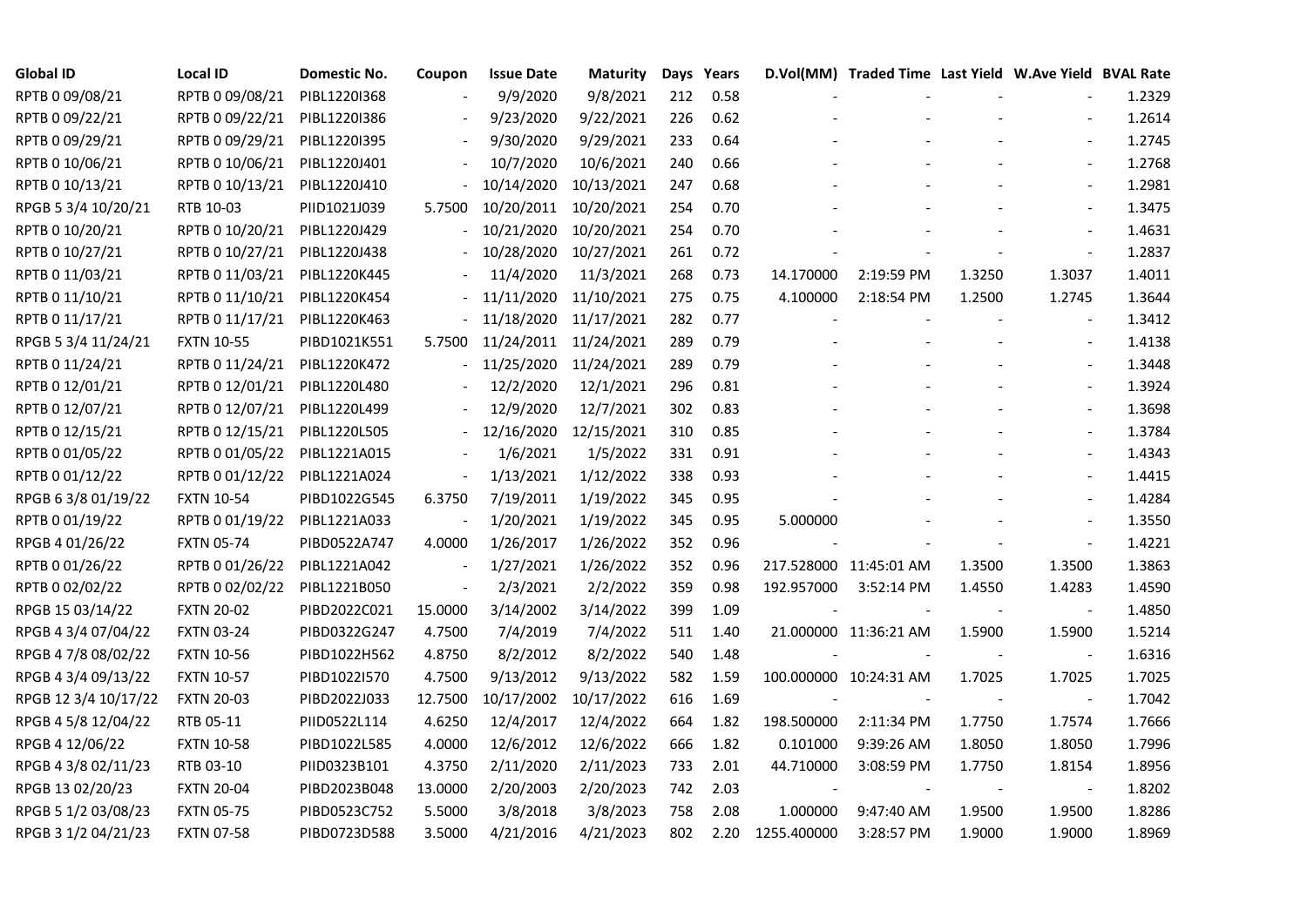| Global ID | Local ID | Domestic No. | Coupon | Issue Date | Maturity | Days | Years | D.Vol(MM) | Traded Time | Last Yield | W.Ave Yield | BVAL Rate |
|---|---|---|---|---|---|---|---|---|---|---|---|---|
| RPTB 0 09/08/21 | RPTB 0 09/08/21 | PIBL1220I368 | - | 9/9/2020 | 9/8/2021 | 212 | 0.58 | - | - | - | - | 1.2329 |
| RPTB 0 09/22/21 | RPTB 0 09/22/21 | PIBL1220I386 | - | 9/23/2020 | 9/22/2021 | 226 | 0.62 | - | - | - | - | 1.2614 |
| RPTB 0 09/29/21 | RPTB 0 09/29/21 | PIBL1220I395 | - | 9/30/2020 | 9/29/2021 | 233 | 0.64 | - | - | - | - | 1.2745 |
| RPTB 0 10/06/21 | RPTB 0 10/06/21 | PIBL1220J401 | - | 10/7/2020 | 10/6/2021 | 240 | 0.66 | - | - | - | - | 1.2768 |
| RPTB 0 10/13/21 | RPTB 0 10/13/21 | PIBL1220J410 | - | 10/14/2020 | 10/13/2021 | 247 | 0.68 | - | - | - | - | 1.2981 |
| RPGB 5 3/4 10/20/21 | RTB 10-03 | PIID1021J039 | 5.7500 | 10/20/2011 | 10/20/2021 | 254 | 0.70 | - | - | - | - | 1.3475 |
| RPTB 0 10/20/21 | RPTB 0 10/20/21 | PIBL1220J429 | - | 10/21/2020 | 10/20/2021 | 254 | 0.70 | - | - | - | - | 1.4631 |
| RPTB 0 10/27/21 | RPTB 0 10/27/21 | PIBL1220J438 | - | 10/28/2020 | 10/27/2021 | 261 | 0.72 | - | - | - | - | 1.2837 |
| RPTB 0 11/03/21 | RPTB 0 11/03/21 | PIBL1220K445 | - | 11/4/2020 | 11/3/2021 | 268 | 0.73 | 14.170000 | 2:19:59 PM | 1.3250 | 1.3037 | 1.4011 |
| RPTB 0 11/10/21 | RPTB 0 11/10/21 | PIBL1220K454 | - | 11/11/2020 | 11/10/2021 | 275 | 0.75 | 4.100000 | 2:18:54 PM | 1.2500 | 1.2745 | 1.3644 |
| RPTB 0 11/17/21 | RPTB 0 11/17/21 | PIBL1220K463 | - | 11/18/2020 | 11/17/2021 | 282 | 0.77 | - | - | - | - | 1.3412 |
| RPGB 5 3/4 11/24/21 | FXTN 10-55 | PIBD1021K551 | 5.7500 | 11/24/2011 | 11/24/2021 | 289 | 0.79 | - | - | - | - | 1.4138 |
| RPTB 0 11/24/21 | RPTB 0 11/24/21 | PIBL1220K472 | - | 11/25/2020 | 11/24/2021 | 289 | 0.79 | - | - | - | - | 1.3448 |
| RPTB 0 12/01/21 | RPTB 0 12/01/21 | PIBL1220L480 | - | 12/2/2020 | 12/1/2021 | 296 | 0.81 | - | - | - | - | 1.3924 |
| RPTB 0 12/07/21 | RPTB 0 12/07/21 | PIBL1220L499 | - | 12/9/2020 | 12/7/2021 | 302 | 0.83 | - | - | - | - | 1.3698 |
| RPTB 0 12/15/21 | RPTB 0 12/15/21 | PIBL1220L505 | - | 12/16/2020 | 12/15/2021 | 310 | 0.85 | - | - | - | - | 1.3784 |
| RPTB 0 01/05/22 | RPTB 0 01/05/22 | PIBL1221A015 | - | 1/6/2021 | 1/5/2022 | 331 | 0.91 | - | - | - | - | 1.4343 |
| RPTB 0 01/12/22 | RPTB 0 01/12/22 | PIBL1221A024 | - | 1/13/2021 | 1/12/2022 | 338 | 0.93 | - | - | - | - | 1.4415 |
| RPGB 6 3/8 01/19/22 | FXTN 10-54 | PIBD1022G545 | 6.3750 | 7/19/2011 | 1/19/2022 | 345 | 0.95 | - | - | - | - | 1.4284 |
| RPTB 0 01/19/22 | RPTB 0 01/19/22 | PIBL1221A033 | - | 1/20/2021 | 1/19/2022 | 345 | 0.95 | 5.000000 | - | - | - | 1.3550 |
| RPGB 4 01/26/22 | FXTN 05-74 | PIBD0522A747 | 4.0000 | 1/26/2017 | 1/26/2022 | 352 | 0.96 | - | - | - | - | 1.4221 |
| RPTB 0 01/26/22 | RPTB 0 01/26/22 | PIBL1221A042 | - | 1/27/2021 | 1/26/2022 | 352 | 0.96 | 217.528000 | 11:45:01 AM | 1.3500 | 1.3500 | 1.3863 |
| RPTB 0 02/02/22 | RPTB 0 02/02/22 | PIBL1221B050 | - | 2/3/2021 | 2/2/2022 | 359 | 0.98 | 192.957000 | 3:52:14 PM | 1.4550 | 1.4283 | 1.4590 |
| RPGB 15 03/14/22 | FXTN 20-02 | PIBD2022C021 | 15.0000 | 3/14/2002 | 3/14/2022 | 399 | 1.09 | - | - | - | - | 1.4850 |
| RPGB 4 3/4 07/04/22 | FXTN 03-24 | PIBD0322G247 | 4.7500 | 7/4/2019 | 7/4/2022 | 511 | 1.40 | 21.000000 | 11:36:21 AM | 1.5900 | 1.5900 | 1.5214 |
| RPGB 4 7/8 08/02/22 | FXTN 10-56 | PIBD1022H562 | 4.8750 | 8/2/2012 | 8/2/2022 | 540 | 1.48 | - | - | - | - | 1.6316 |
| RPGB 4 3/4 09/13/22 | FXTN 10-57 | PIBD1022I570 | 4.7500 | 9/13/2012 | 9/13/2022 | 582 | 1.59 | 100.000000 | 10:24:31 AM | 1.7025 | 1.7025 | 1.7025 |
| RPGB 12 3/4 10/17/22 | FXTN 20-03 | PIBD2022J033 | 12.7500 | 10/17/2002 | 10/17/2022 | 616 | 1.69 | - | - | - | - | 1.7042 |
| RPGB 4 5/8 12/04/22 | RTB 05-11 | PIID0522L114 | 4.6250 | 12/4/2017 | 12/4/2022 | 664 | 1.82 | 198.500000 | 2:11:34 PM | 1.7750 | 1.7574 | 1.7666 |
| RPGB 4 12/06/22 | FXTN 10-58 | PIBD1022L585 | 4.0000 | 12/6/2012 | 12/6/2022 | 666 | 1.82 | 0.101000 | 9:39:26 AM | 1.8050 | 1.8050 | 1.7996 |
| RPGB 4 3/8 02/11/23 | RTB 03-10 | PIID0323B101 | 4.3750 | 2/11/2020 | 2/11/2023 | 733 | 2.01 | 44.710000 | 3:08:59 PM | 1.7750 | 1.8154 | 1.8956 |
| RPGB 13 02/20/23 | FXTN 20-04 | PIBD2023B048 | 13.0000 | 2/20/2003 | 2/20/2023 | 742 | 2.03 | - | - | - | - | 1.8202 |
| RPGB 5 1/2 03/08/23 | FXTN 05-75 | PIBD0523C752 | 5.5000 | 3/8/2018 | 3/8/2023 | 758 | 2.08 | 1.000000 | 9:47:40 AM | 1.9500 | 1.9500 | 1.8286 |
| RPGB 3 1/2 04/21/23 | FXTN 07-58 | PIBD0723D588 | 3.5000 | 4/21/2016 | 4/21/2023 | 802 | 2.20 | 1255.400000 | 3:28:57 PM | 1.9000 | 1.9000 | 1.8969 |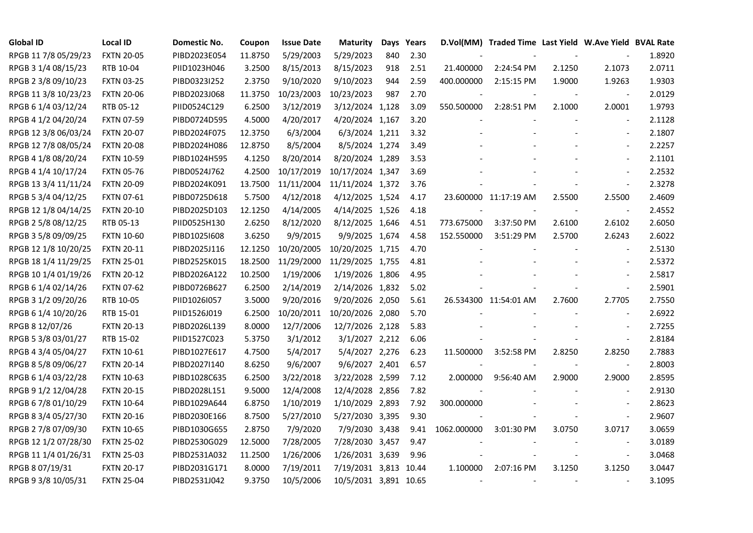| Global ID | Local ID | Domestic No. | Coupon | Issue Date | Maturity | Days | Years | D.Vol(MM) | Traded Time | Last Yield | W.Ave Yield | BVAL Rate |
|---|---|---|---|---|---|---|---|---|---|---|---|---|
| RPGB 11 7/8 05/29/23 | FXTN 20-05 | PIBD2023E054 | 11.8750 | 5/29/2003 | 5/29/2023 | 840 | 2.30 | - | - | - | - | 1.8920 |
| RPGB 3 1/4 08/15/23 | RTB 10-04 | PIID1023H046 | 3.2500 | 8/15/2013 | 8/15/2023 | 918 | 2.51 | 21.400000 | 2:24:54 PM | 2.1250 | 2.1073 | 2.0711 |
| RPGB 2 3/8 09/10/23 | FXTN 03-25 | PIBD0323I252 | 2.3750 | 9/10/2020 | 9/10/2023 | 944 | 2.59 | 400.000000 | 2:15:15 PM | 1.9000 | 1.9263 | 1.9303 |
| RPGB 11 3/8 10/23/23 | FXTN 20-06 | PIBD2023J068 | 11.3750 | 10/23/2003 | 10/23/2023 | 987 | 2.70 | - | - | - | - | 2.0129 |
| RPGB 6 1/4 03/12/24 | RTB 05-12 | PIID0524C129 | 6.2500 | 3/12/2019 | 3/12/2024 | 1,128 | 3.09 | 550.500000 | 2:28:51 PM | 2.1000 | 2.0001 | 1.9793 |
| RPGB 4 1/2 04/20/24 | FXTN 07-59 | PIBD0724D595 | 4.5000 | 4/20/2017 | 4/20/2024 | 1,167 | 3.20 | - | - | - | - | 2.1128 |
| RPGB 12 3/8 06/03/24 | FXTN 20-07 | PIBD2024F075 | 12.3750 | 6/3/2004 | 6/3/2024 | 1,211 | 3.32 | - | - | - | - | 2.1807 |
| RPGB 12 7/8 08/05/24 | FXTN 20-08 | PIBD2024H086 | 12.8750 | 8/5/2004 | 8/5/2024 | 1,274 | 3.49 | - | - | - | - | 2.2257 |
| RPGB 4 1/8 08/20/24 | FXTN 10-59 | PIBD1024H595 | 4.1250 | 8/20/2014 | 8/20/2024 | 1,289 | 3.53 | - | - | - | - | 2.1101 |
| RPGB 4 1/4 10/17/24 | FXTN 05-76 | PIBD0524J762 | 4.2500 | 10/17/2019 | 10/17/2024 | 1,347 | 3.69 | - | - | - | - | 2.2532 |
| RPGB 13 3/4 11/11/24 | FXTN 20-09 | PIBD2024K091 | 13.7500 | 11/11/2004 | 11/11/2024 | 1,372 | 3.76 | - | - | - | - | 2.3278 |
| RPGB 5 3/4 04/12/25 | FXTN 07-61 | PIBD0725D618 | 5.7500 | 4/12/2018 | 4/12/2025 | 1,524 | 4.17 | 23.600000 | 11:17:19 AM | 2.5500 | 2.5500 | 2.4609 |
| RPGB 12 1/8 04/14/25 | FXTN 20-10 | PIBD2025D103 | 12.1250 | 4/14/2005 | 4/14/2025 | 1,526 | 4.18 | - | - | - | - | 2.4552 |
| RPGB 2 5/8 08/12/25 | RTB 05-13 | PIID0525H130 | 2.6250 | 8/12/2020 | 8/12/2025 | 1,646 | 4.51 | 773.675000 | 3:37:50 PM | 2.6100 | 2.6102 | 2.6050 |
| RPGB 3 5/8 09/09/25 | FXTN 10-60 | PIBD1025I608 | 3.6250 | 9/9/2015 | 9/9/2025 | 1,674 | 4.58 | 152.550000 | 3:51:29 PM | 2.5700 | 2.6243 | 2.6022 |
| RPGB 12 1/8 10/20/25 | FXTN 20-11 | PIBD2025J116 | 12.1250 | 10/20/2005 | 10/20/2025 | 1,715 | 4.70 | - | - | - | - | 2.5130 |
| RPGB 18 1/4 11/29/25 | FXTN 25-01 | PIBD2525K015 | 18.2500 | 11/29/2000 | 11/29/2025 | 1,755 | 4.81 | - | - | - | - | 2.5372 |
| RPGB 10 1/4 01/19/26 | FXTN 20-12 | PIBD2026A122 | 10.2500 | 1/19/2006 | 1/19/2026 | 1,806 | 4.95 | - | - | - | - | 2.5817 |
| RPGB 6 1/4 02/14/26 | FXTN 07-62 | PIBD0726B627 | 6.2500 | 2/14/2019 | 2/14/2026 | 1,832 | 5.02 | - | - | - | - | 2.5901 |
| RPGB 3 1/2 09/20/26 | RTB 10-05 | PIID1026I057 | 3.5000 | 9/20/2016 | 9/20/2026 | 2,050 | 5.61 | 26.534300 | 11:54:01 AM | 2.7600 | 2.7705 | 2.7550 |
| RPGB 6 1/4 10/20/26 | RTB 15-01 | PIID1526J019 | 6.2500 | 10/20/2011 | 10/20/2026 | 2,080 | 5.70 | - | - | - | - | 2.6922 |
| RPGB 8 12/07/26 | FXTN 20-13 | PIBD2026L139 | 8.0000 | 12/7/2006 | 12/7/2026 | 2,128 | 5.83 | - | - | - | - | 2.7255 |
| RPGB 5 3/8 03/01/27 | RTB 15-02 | PIID1527C023 | 5.3750 | 3/1/2012 | 3/1/2027 | 2,212 | 6.06 | - | - | - | - | 2.8184 |
| RPGB 4 3/4 05/04/27 | FXTN 10-61 | PIBD1027E617 | 4.7500 | 5/4/2017 | 5/4/2027 | 2,276 | 6.23 | 11.500000 | 3:52:58 PM | 2.8250 | 2.8250 | 2.7883 |
| RPGB 8 5/8 09/06/27 | FXTN 20-14 | PIBD2027I140 | 8.6250 | 9/6/2007 | 9/6/2027 | 2,401 | 6.57 | - | - | - | - | 2.8003 |
| RPGB 6 1/4 03/22/28 | FXTN 10-63 | PIBD1028C635 | 6.2500 | 3/22/2018 | 3/22/2028 | 2,599 | 7.12 | 2.000000 | 9:56:40 AM | 2.9000 | 2.9000 | 2.8595 |
| RPGB 9 1/2 12/04/28 | FXTN 20-15 | PIBD2028L151 | 9.5000 | 12/4/2008 | 12/4/2028 | 2,856 | 7.82 | - | - | - | - | 2.9130 |
| RPGB 6 7/8 01/10/29 | FXTN 10-64 | PIBD1029A644 | 6.8750 | 1/10/2019 | 1/10/2029 | 2,893 | 7.92 | 300.000000 | - | - | - | 2.8623 |
| RPGB 8 3/4 05/27/30 | FXTN 20-16 | PIBD2030E166 | 8.7500 | 5/27/2010 | 5/27/2030 | 3,395 | 9.30 | - | - | - | - | 2.9607 |
| RPGB 2 7/8 07/09/30 | FXTN 10-65 | PIBD1030G655 | 2.8750 | 7/9/2020 | 7/9/2030 | 3,438 | 9.41 | 1062.000000 | 3:01:30 PM | 3.0750 | 3.0717 | 3.0659 |
| RPGB 12 1/2 07/28/30 | FXTN 25-02 | PIBD2530G029 | 12.5000 | 7/28/2005 | 7/28/2030 | 3,457 | 9.47 | - | - | - | - | 3.0189 |
| RPGB 11 1/4 01/26/31 | FXTN 25-03 | PIBD2531A032 | 11.2500 | 1/26/2006 | 1/26/2031 | 3,639 | 9.96 | - | - | - | - | 3.0468 |
| RPGB 8 07/19/31 | FXTN 20-17 | PIBD2031G171 | 8.0000 | 7/19/2011 | 7/19/2031 | 3,813 | 10.44 | 1.100000 | 2:07:16 PM | 3.1250 | 3.1250 | 3.0447 |
| RPGB 9 3/8 10/05/31 | FXTN 25-04 | PIBD2531J042 | 9.3750 | 10/5/2006 | 10/5/2031 | 3,891 | 10.65 | - | - | - | - | 3.1095 |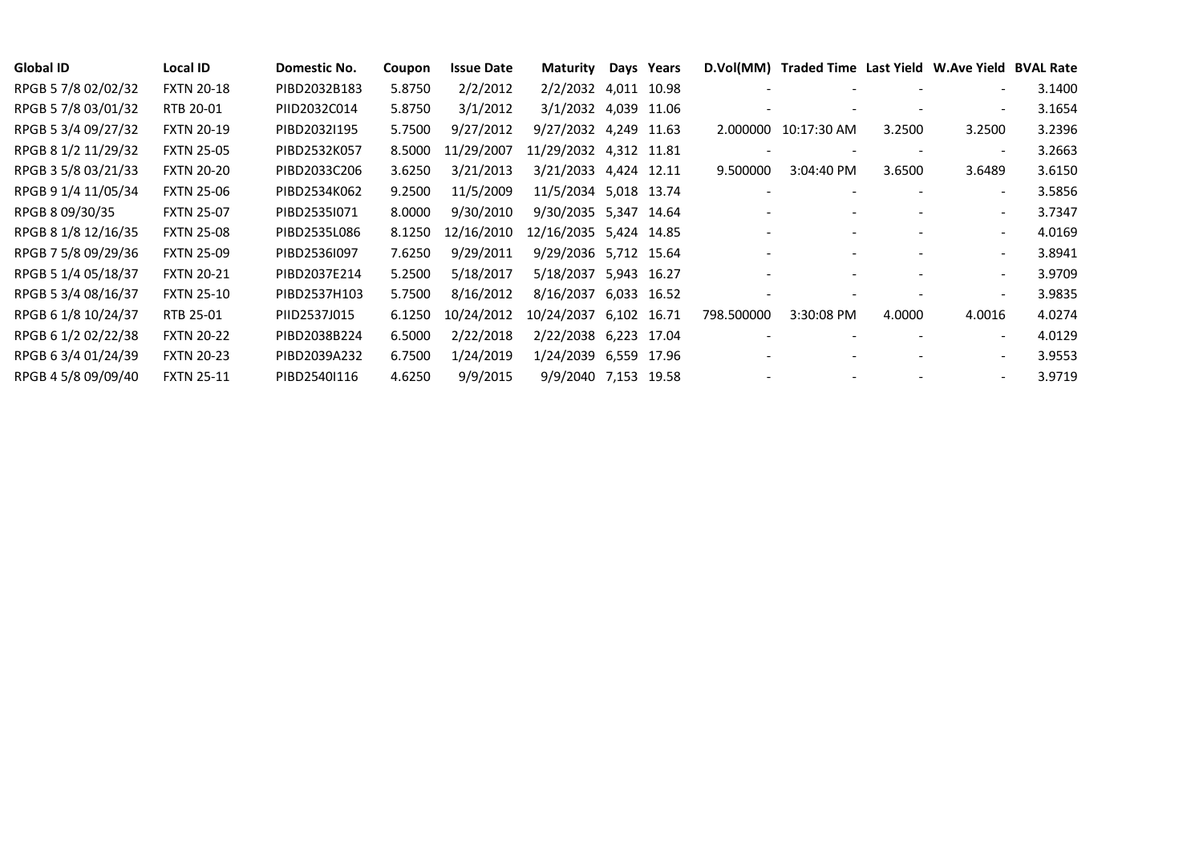| Global ID | Local ID | Domestic No. | Coupon | Issue Date | Maturity | Days | Years | D.Vol(MM) | Traded Time | Last Yield | W.Ave Yield | BVAL Rate |
|---|---|---|---|---|---|---|---|---|---|---|---|---|
| RPGB 5 7/8 02/02/32 | FXTN 20-18 | PIBD2032B183 | 5.8750 | 2/2/2012 | 2/2/2032 | 4,011 | 10.98 | - | - | - | - | 3.1400 |
| RPGB 5 7/8 03/01/32 | RTB 20-01 | PIID2032C014 | 5.8750 | 3/1/2012 | 3/1/2032 | 4,039 | 11.06 | - | - | - | - | 3.1654 |
| RPGB 5 3/4 09/27/32 | FXTN 20-19 | PIBD2032I195 | 5.7500 | 9/27/2012 | 9/27/2032 | 4,249 | 11.63 | 2.000000 | 10:17:30 AM | 3.2500 | 3.2500 | 3.2396 |
| RPGB 8 1/2 11/29/32 | FXTN 25-05 | PIBD2532K057 | 8.5000 | 11/29/2007 | 11/29/2032 | 4,312 | 11.81 | - | - | - | - | 3.2663 |
| RPGB 3 5/8 03/21/33 | FXTN 20-20 | PIBD2033C206 | 3.6250 | 3/21/2013 | 3/21/2033 | 4,424 | 12.11 | 9.500000 | 3:04:40 PM | 3.6500 | 3.6489 | 3.6150 |
| RPGB 9 1/4 11/05/34 | FXTN 25-06 | PIBD2534K062 | 9.2500 | 11/5/2009 | 11/5/2034 | 5,018 | 13.74 | - | - | - | - | 3.5856 |
| RPGB 8 09/30/35 | FXTN 25-07 | PIBD2535I071 | 8.0000 | 9/30/2010 | 9/30/2035 | 5,347 | 14.64 | - | - | - | - | 3.7347 |
| RPGB 8 1/8 12/16/35 | FXTN 25-08 | PIBD2535L086 | 8.1250 | 12/16/2010 | 12/16/2035 | 5,424 | 14.85 | - | - | - | - | 4.0169 |
| RPGB 7 5/8 09/29/36 | FXTN 25-09 | PIBD2536I097 | 7.6250 | 9/29/2011 | 9/29/2036 | 5,712 | 15.64 | - | - | - | - | 3.8941 |
| RPGB 5 1/4 05/18/37 | FXTN 20-21 | PIBD2037E214 | 5.2500 | 5/18/2017 | 5/18/2037 | 5,943 | 16.27 | - | - | - | - | 3.9709 |
| RPGB 5 3/4 08/16/37 | FXTN 25-10 | PIBD2537H103 | 5.7500 | 8/16/2012 | 8/16/2037 | 6,033 | 16.52 | - | - | - | - | 3.9835 |
| RPGB 6 1/8 10/24/37 | RTB 25-01 | PIID2537J015 | 6.1250 | 10/24/2012 | 10/24/2037 | 6,102 | 16.71 | 798.500000 | 3:30:08 PM | 4.0000 | 4.0016 | 4.0274 |
| RPGB 6 1/2 02/22/38 | FXTN 20-22 | PIBD2038B224 | 6.5000 | 2/22/2018 | 2/22/2038 | 6,223 | 17.04 | - | - | - | - | 4.0129 |
| RPGB 6 3/4 01/24/39 | FXTN 20-23 | PIBD2039A232 | 6.7500 | 1/24/2019 | 1/24/2039 | 6,559 | 17.96 | - | - | - | - | 3.9553 |
| RPGB 4 5/8 09/09/40 | FXTN 25-11 | PIBD2540I116 | 4.6250 | 9/9/2015 | 9/9/2040 | 7,153 | 19.58 | - | - | - | - | 3.9719 |